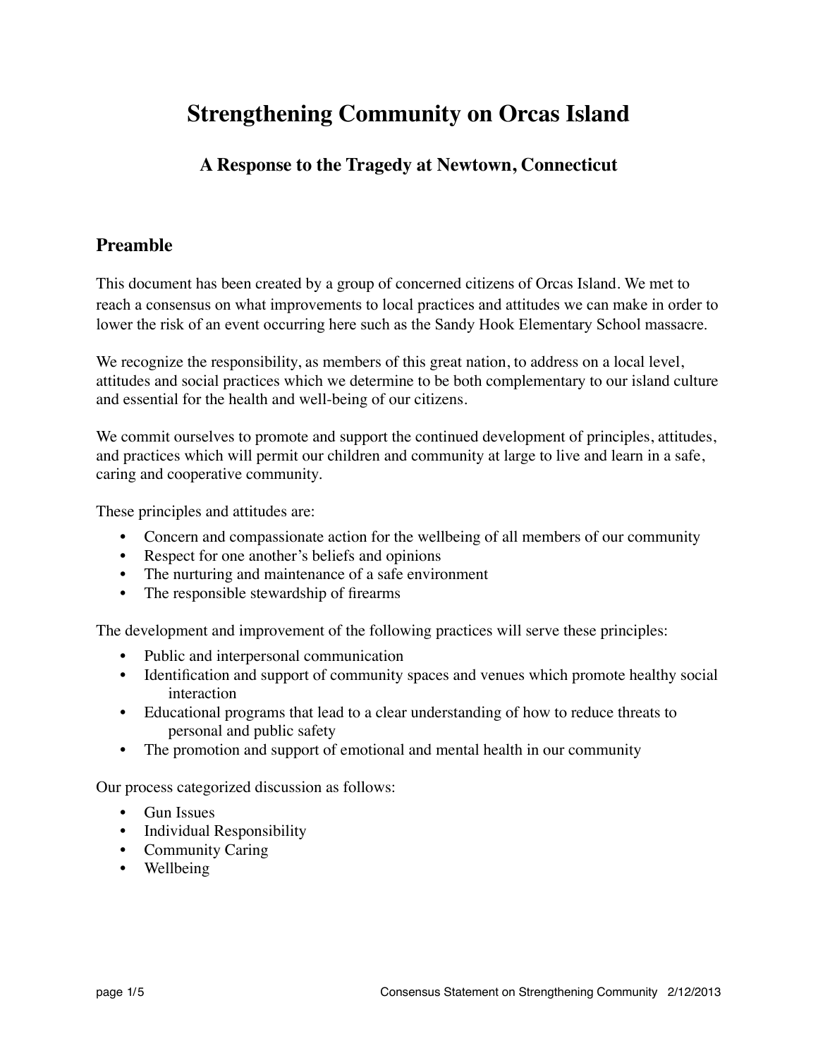# Strengthening Community on Orcas Island

## A Response to the Tragedy at Newtown, Connecticut

### Preamble

This document has been created by a group of concerned citizens of Orcas Island. We met to reach a consensus on what improvements to local practices and attitudes we can make in order to lower the risk of an event occurring here such as the Sandy Hook Elementary School massacre.

We recognize the responsibility, as members of this great nation, to address on a local level, attitudes and social practices which we determine to be both complementary to our island culture and essential for the health and well-being of our citizens.

We commit ourselves to promote and support the continued development of principles, attitudes, and practices which will permit our children and community at large to live and learn in a safe, caring and cooperative community.

These principles and attitudes are:

- Concern and compassionate action for the wellbeing of all members of our community
- Respect for one another's beliefs and opinions
- The nurturing and maintenance of a safe environment
- The responsible stewardship of firearms

The development and improvement of the following practices will serve these principles:

- Public and interpersonal communication
- Identification and support of community spaces and venues which promote healthy social interaction
- Educational programs that lead to a clear understanding of how to reduce threats to personal and public safety
- The promotion and support of emotional and mental health in our community

Our process categorized discussion as follows:

- Gun Issues
- Individual Responsibility
- Community Caring
- Wellbeing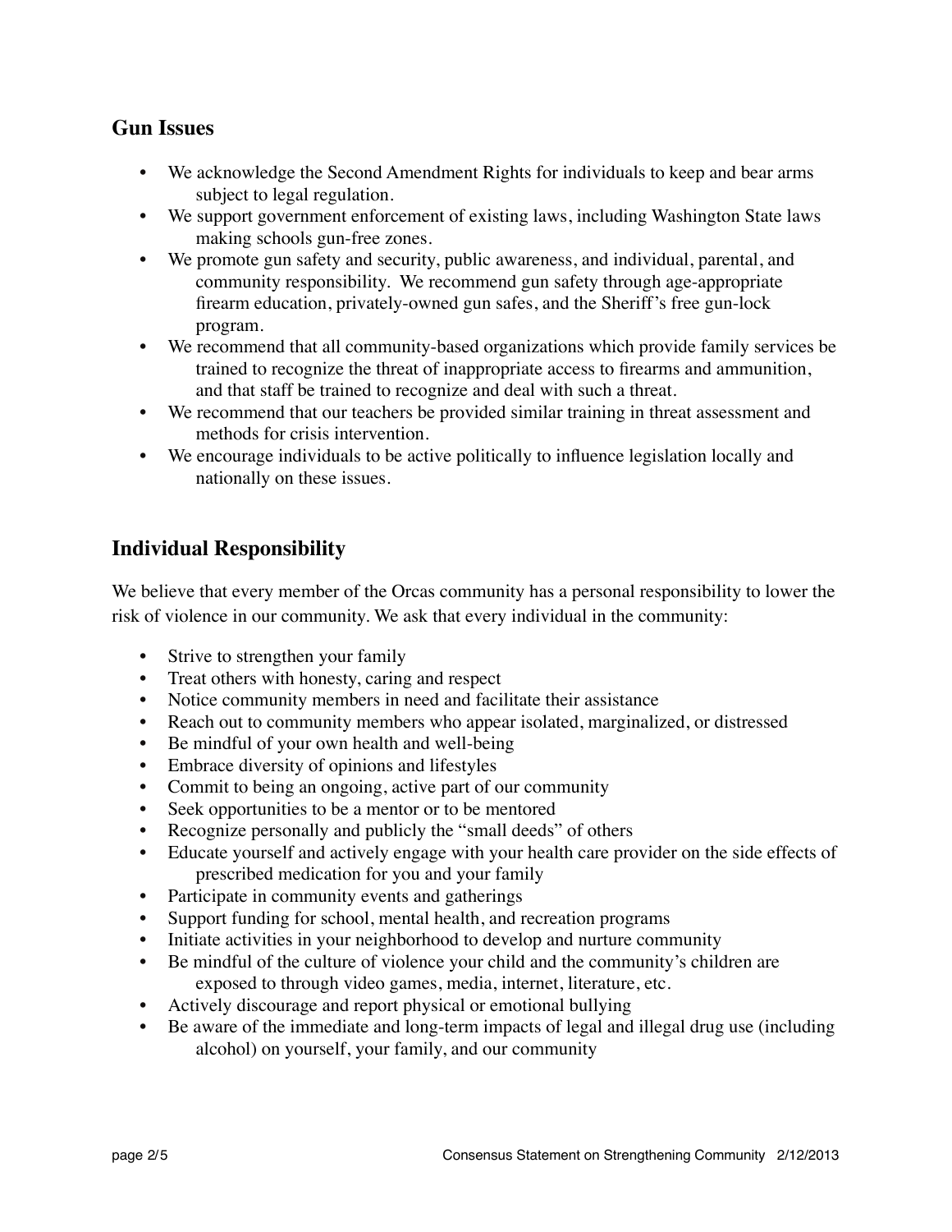## Gun Issues

- We acknowledge the Second Amendment Rights for individuals to keep and bear arms subject to legal regulation.
- We support government enforcement of existing laws, including Washington State laws making schools gun-free zones.
- We promote gun safety and security, public awareness, and individual, parental, and community responsibility. We recommend gun safety through age-appropriate firearm education, privately-owned gun safes, and the Sheriff's free gun-lock program.
- We recommend that all community-based organizations which provide family services be trained to recognize the threat of inappropriate access to firearms and ammunition, and that staff be trained to recognize and deal with such a threat.
- We recommend that our teachers be provided similar training in threat assessment and methods for crisis intervention.
- We encourage individuals to be active politically to influence legislation locally and nationally on these issues.

## Individual Responsibility

We believe that every member of the Orcas community has a personal responsibility to lower the risk of violence in our community. We ask that every individual in the community:

- Strive to strengthen your family
- Treat others with honesty, caring and respect
- Notice community members in need and facilitate their assistance
- Reach out to community members who appear isolated, marginalized, or distressed
- Be mindful of your own health and well-being
- Embrace diversity of opinions and lifestyles
- Commit to being an ongoing, active part of our community
- Seek opportunities to be a mentor or to be mentored
- Recognize personally and publicly the "small deeds" of others
- Educate yourself and actively engage with your health care provider on the side effects of prescribed medication for you and your family
- Participate in community events and gatherings
- Support funding for school, mental health, and recreation programs
- Initiate activities in your neighborhood to develop and nurture community
- Be mindful of the culture of violence your child and the community's children are exposed to through video games, media, internet, literature, etc.
- Actively discourage and report physical or emotional bullying
- Be aware of the immediate and long-term impacts of legal and illegal drug use (including alcohol) on yourself, your family, and our community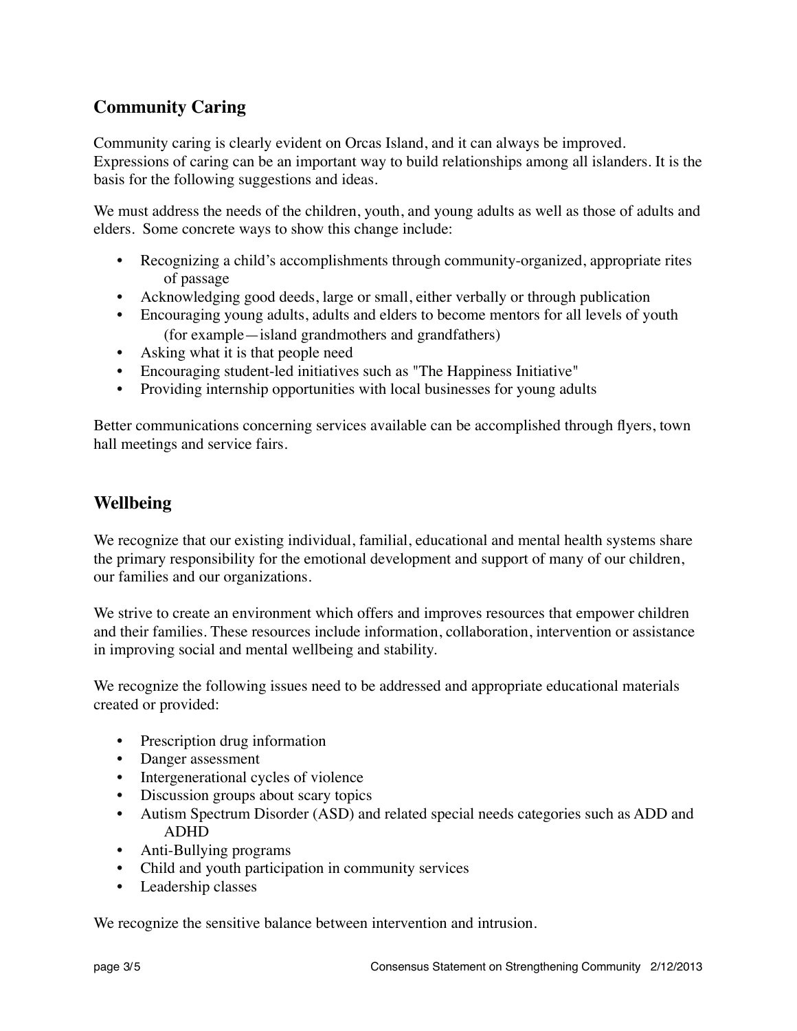## Community Caring

Community caring is clearly evident on Orcas Island, and it can always be improved. Expressions of caring can be an important way to build relationships among all islanders. It is the basis for the following suggestions and ideas.

We must address the needs of the children, youth, and young adults as well as those of adults and elders. Some concrete ways to show this change include:

- Recognizing a child's accomplishments through community-organized, appropriate rites of passage
- Acknowledging good deeds, large or small, either verbally or through publication
- Encouraging young adults, adults and elders to become mentors for all levels of youth (for example—island grandmothers and grandfathers)
- Asking what it is that people need
- Encouraging student-led initiatives such as "The Happiness Initiative"
- Providing internship opportunities with local businesses for young adults

Better communications concerning services available can be accomplished through flyers, town hall meetings and service fairs.

## Wellbeing

We recognize that our existing individual, familial, educational and mental health systems share the primary responsibility for the emotional development and support of many of our children, our families and our organizations.

We strive to create an environment which offers and improves resources that empower children and their families. These resources include information, collaboration, intervention or assistance in improving social and mental wellbeing and stability.

We recognize the following issues need to be addressed and appropriate educational materials created or provided:

- Prescription drug information
- Danger assessment
- Intergenerational cycles of violence
- Discussion groups about scary topics
- Autism Spectrum Disorder (ASD) and related special needs categories such as ADD and ADHD
- Anti-Bullying programs
- Child and youth participation in community services
- Leadership classes

We recognize the sensitive balance between intervention and intrusion.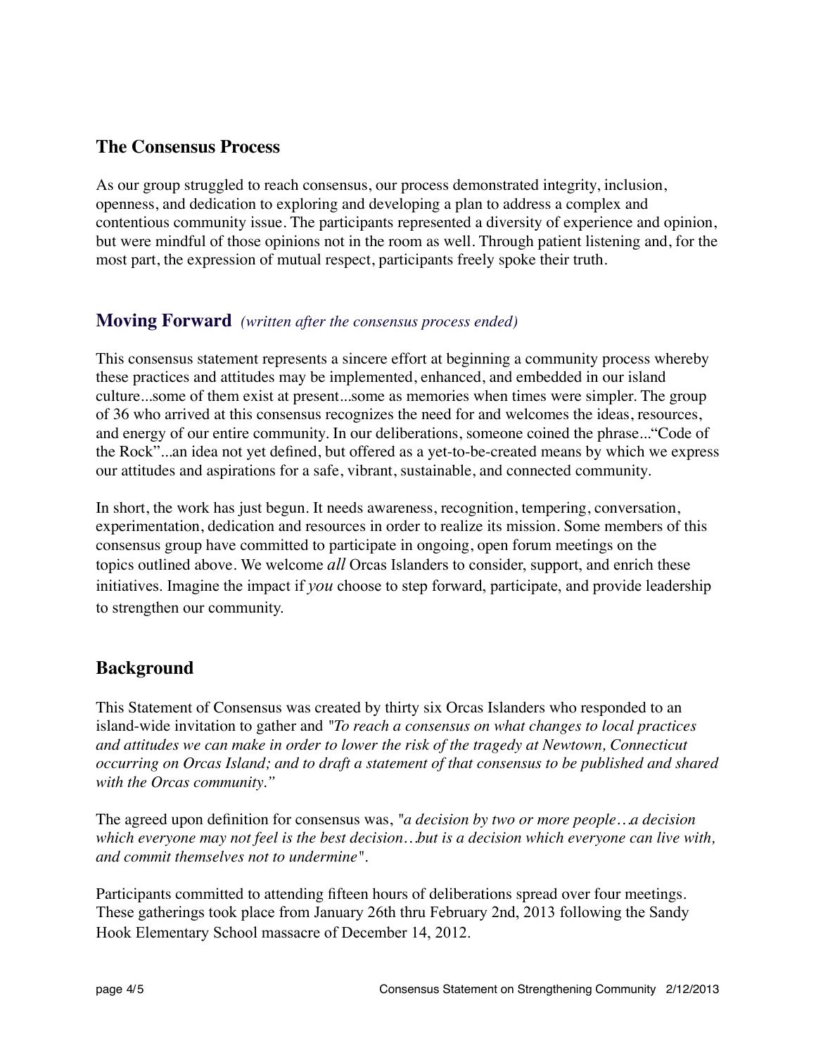## The Consensus Process

As our group struggled to reach consensus, our process demonstrated integrity, inclusion, openness, and dedication to exploring and developing a plan to address a complex and contentious community issue. The participants represented a diversity of experience and opinion, but were mindful of those opinions not in the room as well. Through patient listening and, for the most part, the expression of mutual respect, participants freely spoke their truth.

## Moving Forward *(written after the consensus process ended)*

This consensus statement represents a sincere effort at beginning a community process whereby these practices and attitudes may be implemented, enhanced, and embedded in our island culture...some of them exist at present...some as memories when times were simpler. The group of 36 who arrived at this consensus recognizes the need for and welcomes the ideas, resources, and energy of our entire community. In our deliberations, someone coined the phrase..."Code of the Rock"...an idea not yet defined, but offered as a yet-to-be-created means by which we express our attitudes and aspirations for a safe, vibrant, sustainable, and connected community.

In short, the work has just begun. It needs awareness, recognition, tempering, conversation, experimentation, dedication and resources in order to realize its mission. Some members of this consensus group have committed to participate in ongoing, open forum meetings on the topics outlined above. We welcome *all* Orcas Islanders to consider, support, and enrich these initiatives. Imagine the impact if *you* choose to step forward, participate, and provide leadership to strengthen our community.

## Background

This Statement of Consensus was created by thirty six Orcas Islanders who responded to an island-wide invitation to gather and *"To reach a consensus on what changes to local practices and attitudes we can make in order to lower the risk of the tragedy at Newtown, Connecticut occurring on Orcas Island; and to draft a statement of that consensus to be published and shared with the Orcas community."*

The agreed upon definition for consensus was, *"a decision by two or more people…a decision which everyone may not feel is the best decision…but is a decision which everyone can live with, and commit themselves not to undermine"*.

Participants committed to attending fifteen hours of deliberations spread over four meetings. These gatherings took place from January 26th thru February 2nd, 2013 following the Sandy Hook Elementary School massacre of December 14, 2012.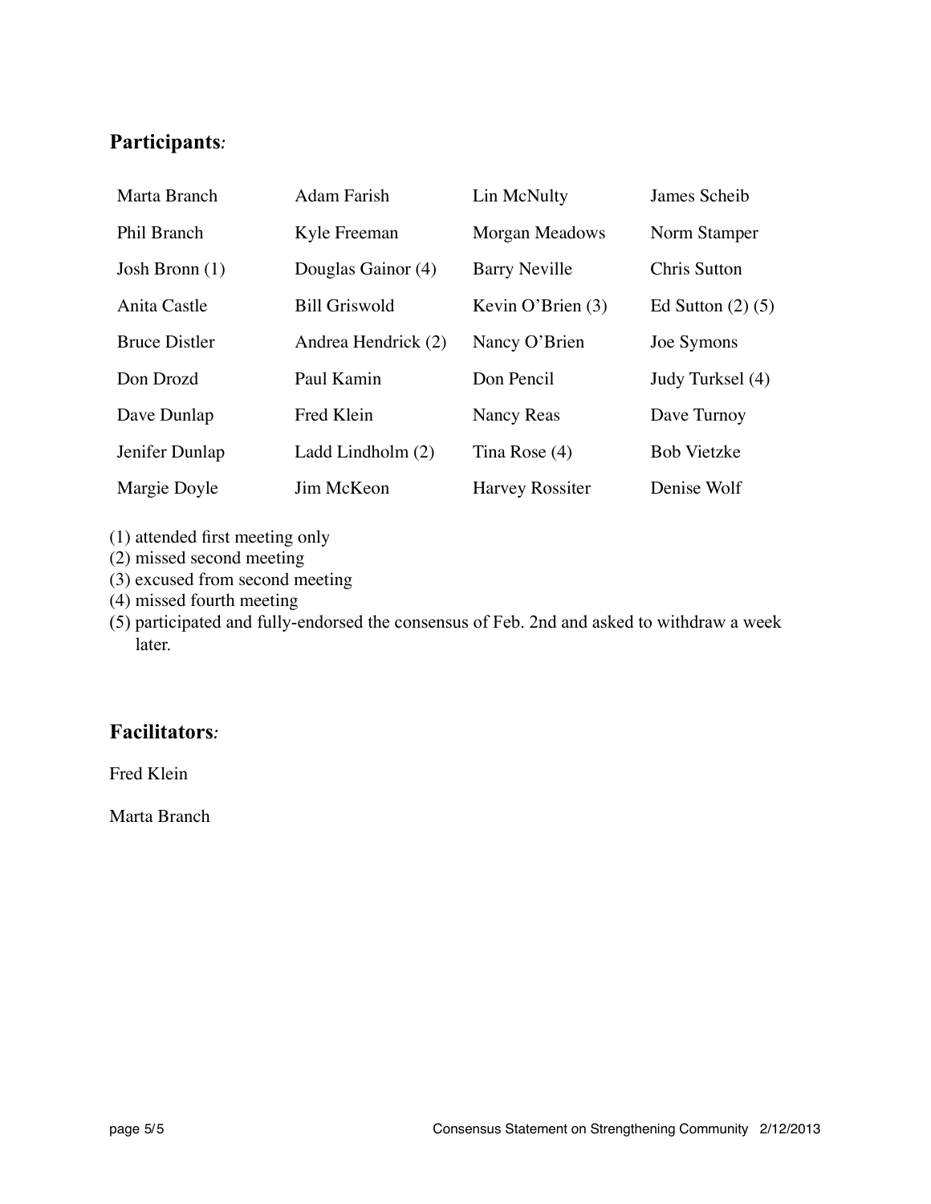## Participants*:*

| | | | |
|---|---|---|---|
| Marta Branch | Adam Farish | Lin McNulty | James Scheib |
| Phil Branch | Kyle Freeman | Morgan Meadows | Norm Stamper |
| Josh Bronn (1) | Douglas Gainor (4) | Barry Neville | Chris Sutton |
| Anita Castle | Bill Griswold | Kevin O'Brien (3) | Ed Sutton (2) (5) |
| Bruce Distler | Andrea Hendrick (2) | Nancy O'Brien | Joe Symons |
| Don Drozd | Paul Kamin | Don Pencil | Judy Turksel (4) |
| Dave Dunlap | Fred Klein | Nancy Reas | Dave Turnoy |
| Jenifer Dunlap | Ladd Lindholm (2) | Tina Rose (4) | Bob Vietzke |
| Margie Doyle | Jim McKeon | Harvey Rossiter | Denise Wolf |

(1) attended first meeting only
(2) missed second meeting
(3) excused from second meeting
(4) missed fourth meeting
(5) participated and fully-endorsed the consensus of Feb. 2nd and asked to withdraw a week later.

## Facilitators*:*

Fred Klein

Marta Branch